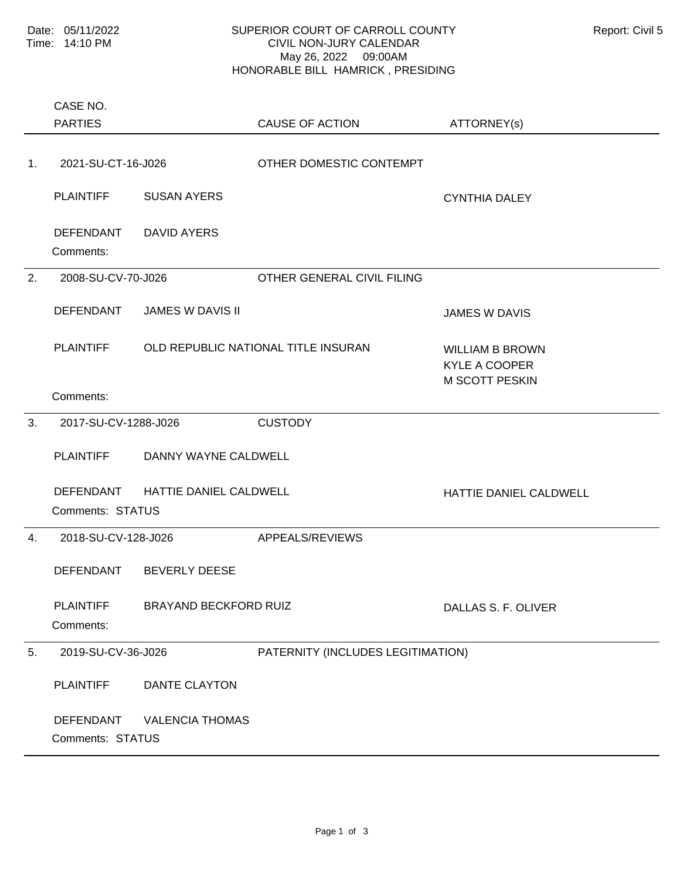Date: 05/11/2022
Time: 14:10 PM

# SUPERIOR COURT OF CARROLL COUNTY
## CIVIL NON-JURY CALENDAR
May 26, 2022 09:00AM
HONORABLE BILL HAMRICK , PRESIDING

Report: Civil 5

| | CASE NO. / PARTIES | | CAUSE OF ACTION | ATTORNEY(s) |
|---|---|---|---|---|
| 1. | 2021-SU-CT-16-J026 | | OTHER DOMESTIC CONTEMPT | |
| | PLAINTIFF | SUSAN AYERS | | CYNTHIA DALEY |
| | DEFENDANT | DAVID AYERS | | |
| | Comments: | | | |
| 2. | 2008-SU-CV-70-J026 | | OTHER GENERAL CIVIL FILING | |
| | DEFENDANT | JAMES W DAVIS II | | JAMES W DAVIS |
| | PLAINTIFF | OLD REPUBLIC NATIONAL TITLE INSURAN | | WILLIAM B BROWN<br>KYLE A COOPER<br>M SCOTT PESKIN |
| | Comments: | | | |
| 3. | 2017-SU-CV-1288-J026 | | CUSTODY | |
| | PLAINTIFF | DANNY WAYNE CALDWELL | | |
| | DEFENDANT | HATTIE DANIEL CALDWELL | | HATTIE DANIEL CALDWELL |
| | Comments: STATUS | | | |
| 4. | 2018-SU-CV-128-J026 | | APPEALS/REVIEWS | |
| | DEFENDANT | BEVERLY DEESE | | |
| | PLAINTIFF | BRAYAND BECKFORD RUIZ | | DALLAS S. F. OLIVER |
| | Comments: | | | |
| 5. | 2019-SU-CV-36-J026 | | PATERNITY (INCLUDES LEGITIMATION) | |
| | PLAINTIFF | DANTE CLAYTON | | |
| | DEFENDANT | VALENCIA THOMAS | | |
| | Comments: STATUS | | | |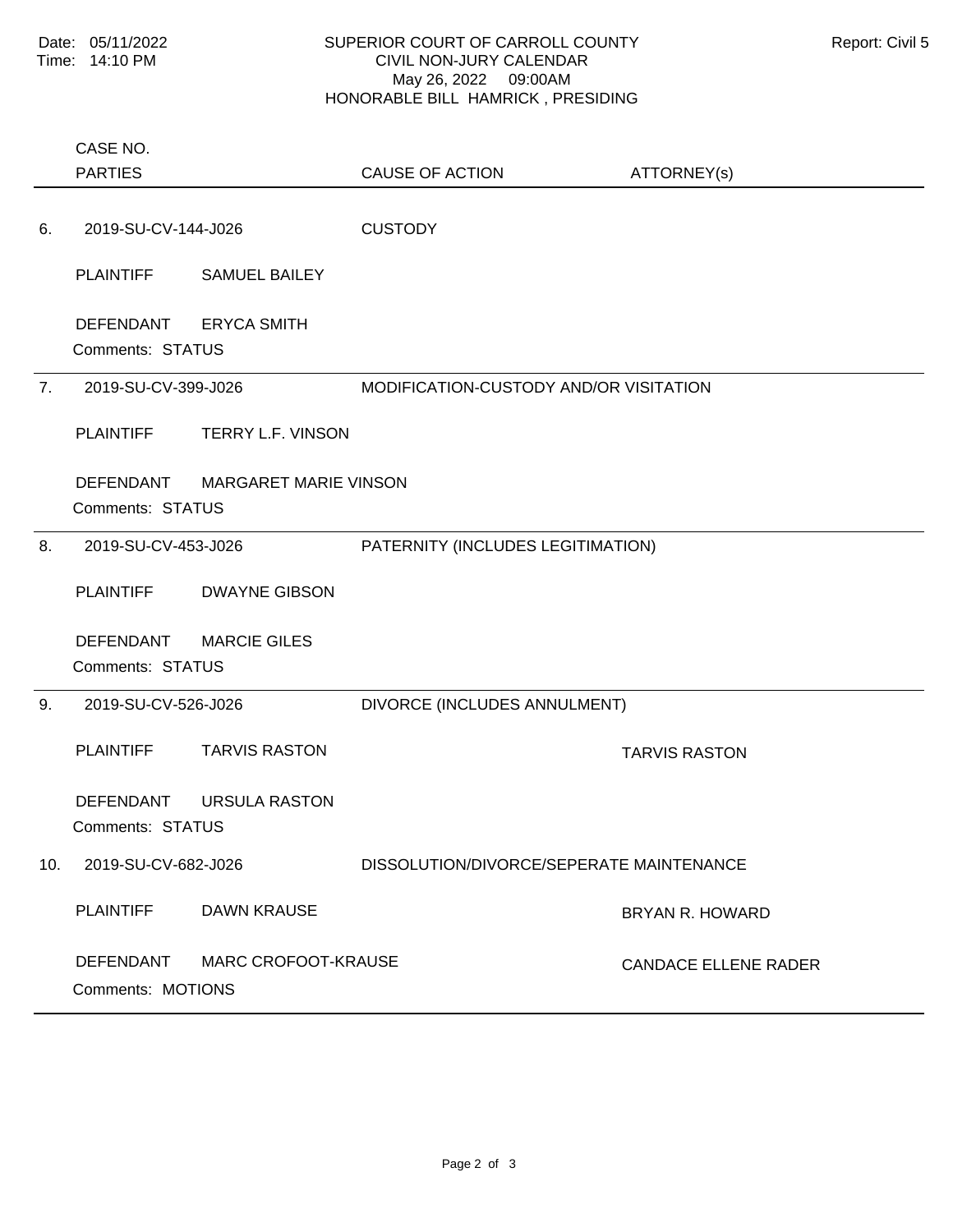SUPERIOR COURT OF CARROLL COUNTY
CIVIL NON-JURY CALENDAR
May 26, 2022 09:00AM
HONORABLE BILL HAMRICK , PRESIDING

Date: 05/11/2022
Time: 14:10 PM

Report: Civil 5

| | CASE NO. / PARTIES | | CAUSE OF ACTION | ATTORNEY(s) |
|---|---|---|---|---|
| 6. | 2019-SU-CV-144-J026 | | CUSTODY | |
| | PLAINTIFF | SAMUEL BAILEY | | |
| | DEFENDANT | ERYCA SMITH | | |
| | Comments: STATUS | | | |
| 7. | 2019-SU-CV-399-J026 | | MODIFICATION-CUSTODY AND/OR VISITATION | |
| | PLAINTIFF | TERRY L.F. VINSON | | |
| | DEFENDANT | MARGARET MARIE VINSON | | |
| | Comments: STATUS | | | |
| 8. | 2019-SU-CV-453-J026 | | PATERNITY (INCLUDES LEGITIMATION) | |
| | PLAINTIFF | DWAYNE GIBSON | | |
| | DEFENDANT | MARCIE GILES | | |
| | Comments: STATUS | | | |
| 9. | 2019-SU-CV-526-J026 | | DIVORCE (INCLUDES ANNULMENT) | |
| | PLAINTIFF | TARVIS RASTON | | TARVIS RASTON |
| | DEFENDANT | URSULA RASTON | | |
| | Comments: STATUS | | | |
| 10. | 2019-SU-CV-682-J026 | | DISSOLUTION/DIVORCE/SEPERATE MAINTENANCE | |
| | PLAINTIFF | DAWN KRAUSE | | BRYAN R. HOWARD |
| | DEFENDANT | MARC CROFOOT-KRAUSE | | CANDACE ELLENE RADER |
| | Comments: MOTIONS | | | |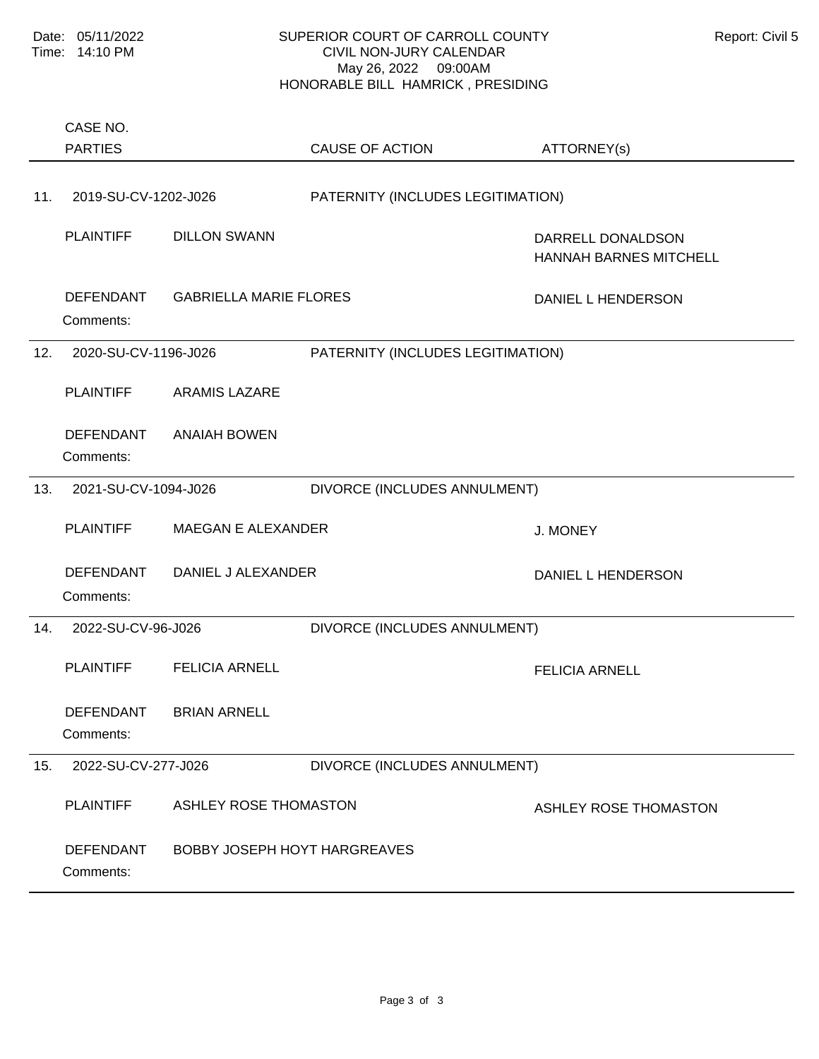Date: 05/11/2022
Time: 14:10 PM

# SUPERIOR COURT OF CARROLL COUNTY
## CIVIL NON-JURY CALENDAR
May 26, 2022 09:00AM
HONORABLE BILL HAMRICK , PRESIDING

Report: Civil 5

| | CASE NO. / PARTIES | | CAUSE OF ACTION | ATTORNEY(s) |
|---|---|---|---|---|
| 11. | 2019-SU-CV-1202-J026 | | PATERNITY (INCLUDES LEGITIMATION) | |
| | PLAINTIFF | DILLON SWANN | | DARRELL DONALDSON<br>HANNAH BARNES MITCHELL |
| | DEFENDANT | GABRIELLA MARIE FLORES | | DANIEL L HENDERSON |
| | Comments: | | | |
| 12. | 2020-SU-CV-1196-J026 | | PATERNITY (INCLUDES LEGITIMATION) | |
| | PLAINTIFF | ARAMIS LAZARE | | |
| | DEFENDANT | ANAIAH BOWEN | | |
| | Comments: | | | |
| 13. | 2021-SU-CV-1094-J026 | | DIVORCE (INCLUDES ANNULMENT) | |
| | PLAINTIFF | MAEGAN E ALEXANDER | | J. MONEY |
| | DEFENDANT | DANIEL J ALEXANDER | | DANIEL L HENDERSON |
| | Comments: | | | |
| 14. | 2022-SU-CV-96-J026 | | DIVORCE (INCLUDES ANNULMENT) | |
| | PLAINTIFF | FELICIA ARNELL | | FELICIA ARNELL |
| | DEFENDANT | BRIAN ARNELL | | |
| | Comments: | | | |
| 15. | 2022-SU-CV-277-J026 | | DIVORCE (INCLUDES ANNULMENT) | |
| | PLAINTIFF | ASHLEY ROSE THOMASTON | | ASHLEY ROSE THOMASTON |
| | DEFENDANT | BOBBY JOSEPH HOYT HARGREAVES | | |
| | Comments: | | | |